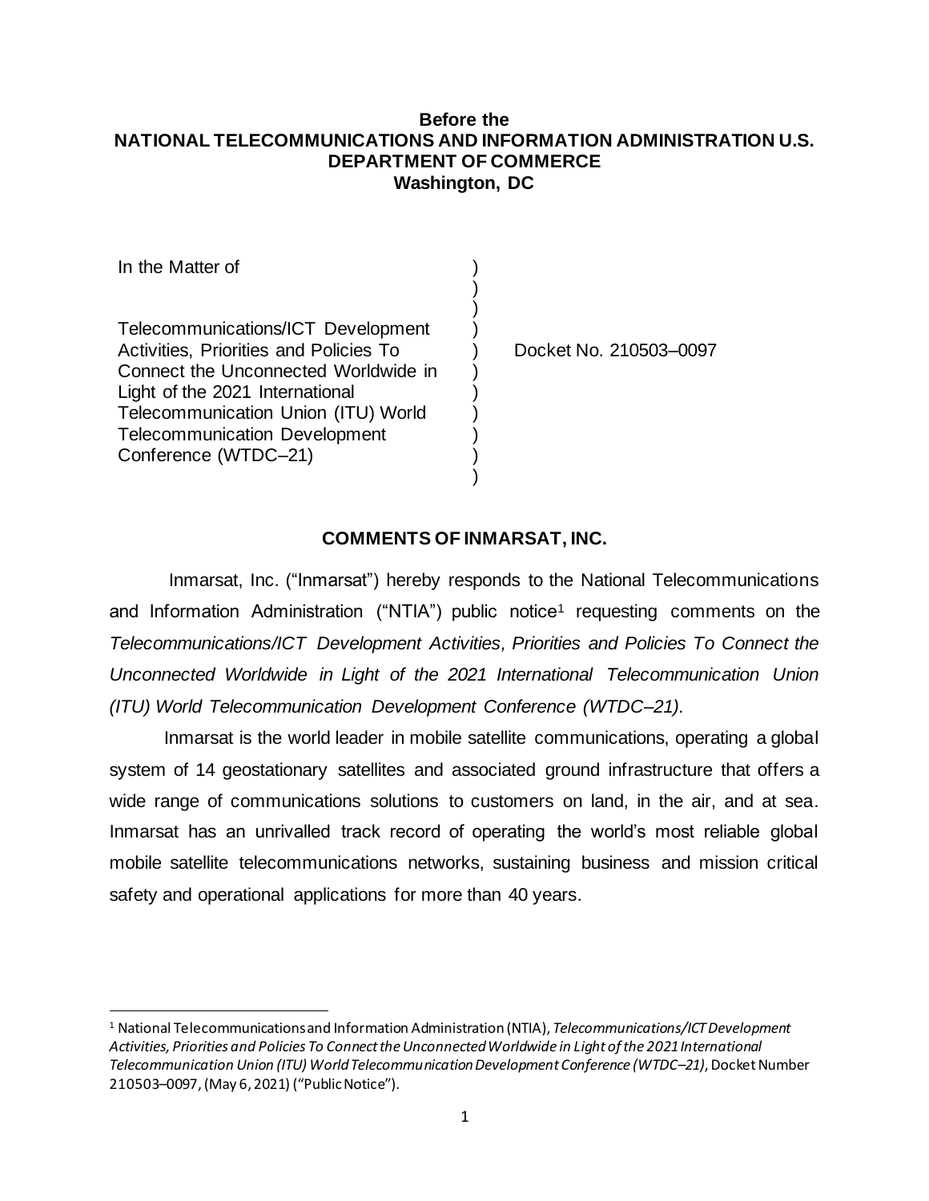**Before the**
**NATIONAL TELECOMMUNICATIONS AND INFORMATION ADMINISTRATION U.S. DEPARTMENT OF COMMERCE**
**Washington, DC**

| | | |
|---|---|---|
| In the Matter of<br><br>Telecommunications/ICT Development Activities, Priorities and Policies To Connect the Unconnected Worldwide in Light of the 2021 International Telecommunication Union (ITU) World Telecommunication Development Conference (WTDC–21) | ) | Docket No. 210503–0097 |

## COMMENTS OF INMARSAT, INC.

Inmarsat, Inc. ("Inmarsat") hereby responds to the National Telecommunications and Information Administration ("NTIA") public notice[1] requesting comments on the *Telecommunications/ICT Development Activities, Priorities and Policies To Connect the Unconnected Worldwide in Light of the 2021 International Telecommunication Union (ITU) World Telecommunication Development Conference (WTDC–21).*

Inmarsat is the world leader in mobile satellite communications, operating a global system of 14 geostationary satellites and associated ground infrastructure that offers a wide range of communications solutions to customers on land, in the air, and at sea. Inmarsat has an unrivalled track record of operating the world's most reliable global mobile satellite telecommunications networks, sustaining business and mission critical safety and operational applications for more than 40 years.

---

[1] National Telecommunications and Information Administration (NTIA), *Telecommunications/ICT Development Activities, Priorities and Policies To Connect the Unconnected Worldwide in Light of the 2021 International Telecommunication Union (ITU) World Telecommunication Development Conference (WTDC–21)*, Docket Number 210503–0097, (May 6, 2021) ("Public Notice").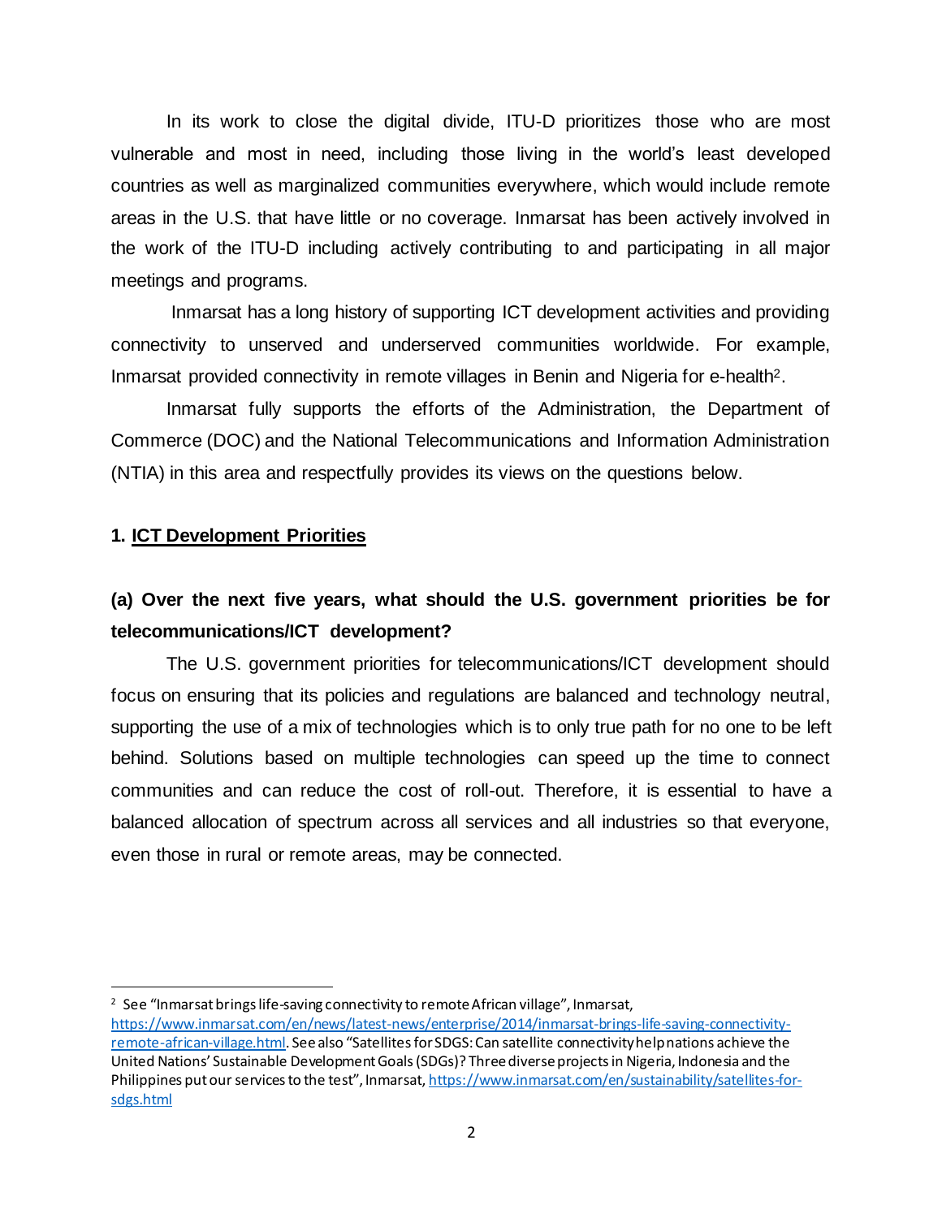In its work to close the digital divide, ITU-D prioritizes those who are most vulnerable and most in need, including those living in the world's least developed countries as well as marginalized communities everywhere, which would include remote areas in the U.S. that have little or no coverage. Inmarsat has been actively involved in the work of the ITU-D including actively contributing to and participating in all major meetings and programs.

Inmarsat has a long history of supporting ICT development activities and providing connectivity to unserved and underserved communities worldwide. For example, Inmarsat provided connectivity in remote villages in Benin and Nigeria for e-health[2].

Inmarsat fully supports the efforts of the Administration, the Department of Commerce (DOC) and the National Telecommunications and Information Administration (NTIA) in this area and respectfully provides its views on the questions below.

## 1. <u>ICT Development Priorities</u>

### (a) Over the next five years, what should the U.S. government priorities be for telecommunications/ICT development?

The U.S. government priorities for telecommunications/ICT development should focus on ensuring that its policies and regulations are balanced and technology neutral, supporting the use of a mix of technologies which is to only true path for no one to be left behind. Solutions based on multiple technologies can speed up the time to connect communities and can reduce the cost of roll-out. Therefore, it is essential to have a balanced allocation of spectrum across all services and all industries so that everyone, even those in rural or remote areas, may be connected.

---

[2] See "Inmarsat brings life-saving connectivity to remote African village", Inmarsat, https://www.inmarsat.com/en/news/latest-news/enterprise/2014/inmarsat-brings-life-saving-connectivity-remote-african-village.html. See also "Satellites for SDGS: Can satellite connectivity help nations achieve the United Nations' Sustainable Development Goals (SDGs)? Three diverse projects in Nigeria, Indonesia and the Philippines put our services to the test", Inmarsat, https://www.inmarsat.com/en/sustainability/satellites-for-sdgs.html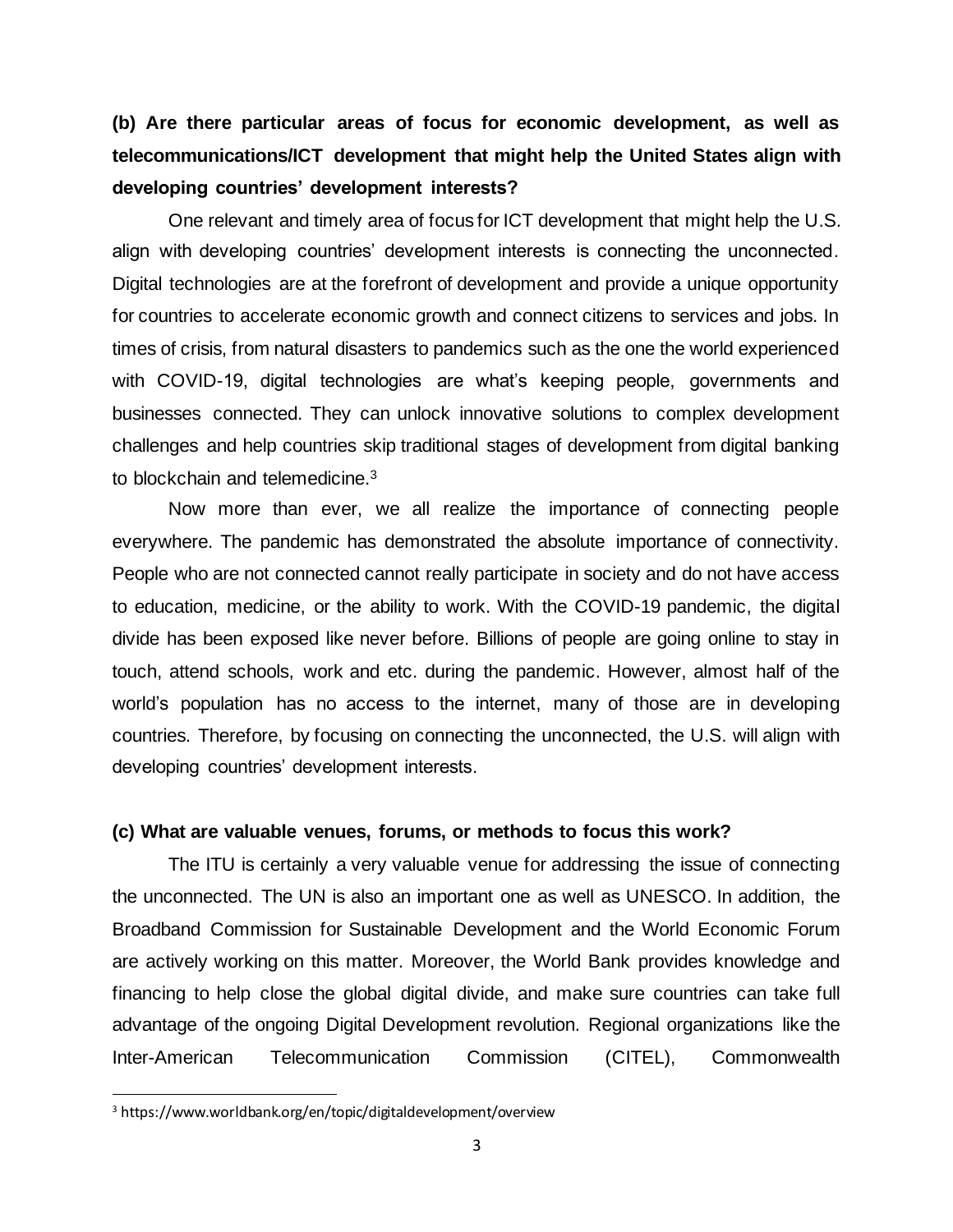**(b) Are there particular areas of focus for economic development, as well as telecommunications/ICT development that might help the United States align with developing countries' development interests?**

One relevant and timely area of focus for ICT development that might help the U.S. align with developing countries' development interests is connecting the unconnected. Digital technologies are at the forefront of development and provide a unique opportunity for countries to accelerate economic growth and connect citizens to services and jobs. In times of crisis, from natural disasters to pandemics such as the one the world experienced with COVID-19, digital technologies are what's keeping people, governments and businesses connected. They can unlock innovative solutions to complex development challenges and help countries skip traditional stages of development from digital banking to blockchain and telemedicine.[3]

Now more than ever, we all realize the importance of connecting people everywhere. The pandemic has demonstrated the absolute importance of connectivity. People who are not connected cannot really participate in society and do not have access to education, medicine, or the ability to work. With the COVID-19 pandemic, the digital divide has been exposed like never before. Billions of people are going online to stay in touch, attend schools, work and etc. during the pandemic. However, almost half of the world's population has no access to the internet, many of those are in developing countries. Therefore, by focusing on connecting the unconnected, the U.S. will align with developing countries' development interests.

**(c) What are valuable venues, forums, or methods to focus this work?**

The ITU is certainly a very valuable venue for addressing the issue of connecting the unconnected. The UN is also an important one as well as UNESCO. In addition, the Broadband Commission for Sustainable Development and the World Economic Forum are actively working on this matter. Moreover, the World Bank provides knowledge and financing to help close the global digital divide, and make sure countries can take full advantage of the ongoing Digital Development revolution. Regional organizations like the Inter-American Telecommunication Commission (CITEL), Commonwealth

[3] https://www.worldbank.org/en/topic/digitaldevelopment/overview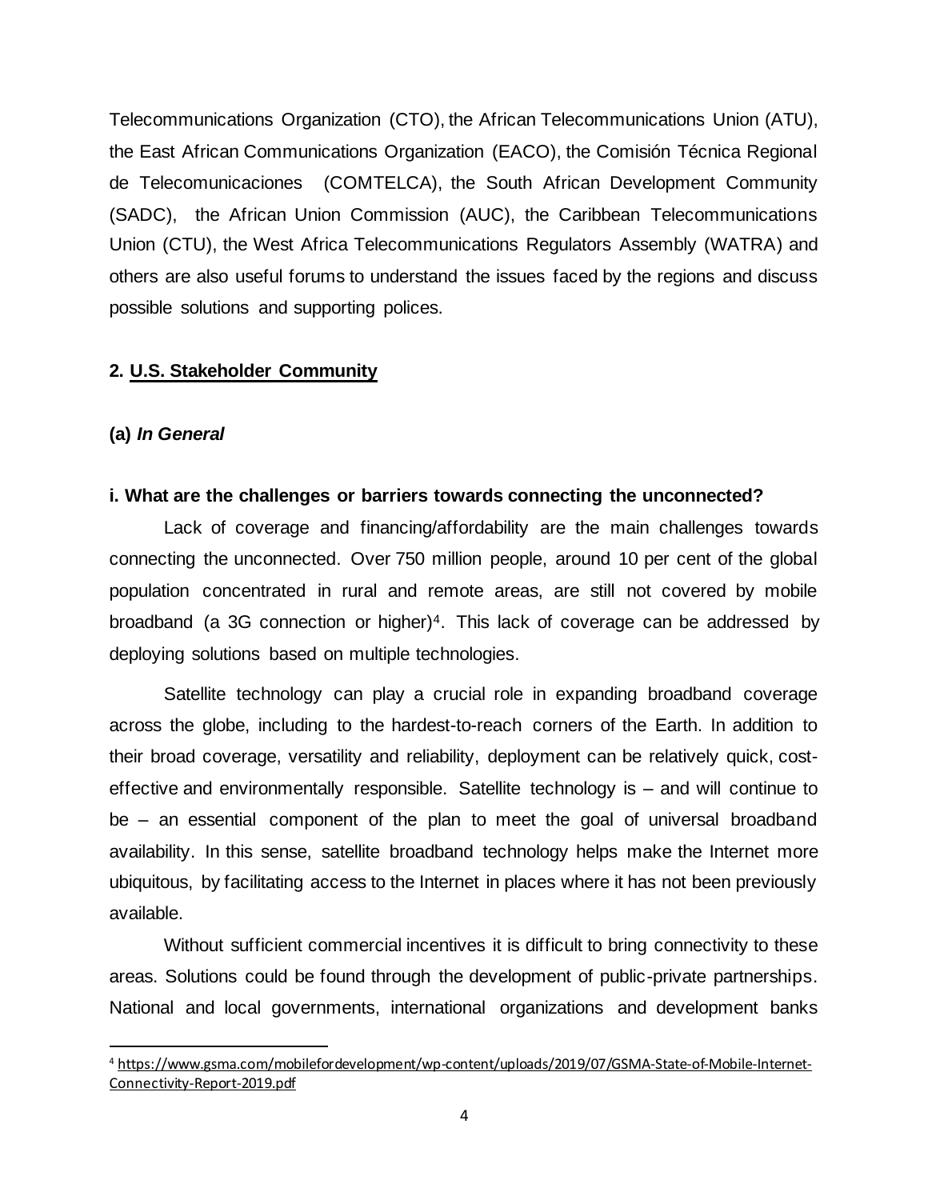Telecommunications Organization (CTO), the African Telecommunications Union (ATU), the East African Communications Organization (EACO), the Comisión Técnica Regional de Telecomunicaciones (COMTELCA), the South African Development Community (SADC), the African Union Commission (AUC), the Caribbean Telecommunications Union (CTU), the West Africa Telecommunications Regulators Assembly (WATRA) and others are also useful forums to understand the issues faced by the regions and discuss possible solutions and supporting polices.

## 2. U.S. Stakeholder Community

### (a) *In General*

**i. What are the challenges or barriers towards connecting the unconnected?**

Lack of coverage and financing/affordability are the main challenges towards connecting the unconnected. Over 750 million people, around 10 per cent of the global population concentrated in rural and remote areas, are still not covered by mobile broadband (a 3G connection or higher)[4]. This lack of coverage can be addressed by deploying solutions based on multiple technologies.

Satellite technology can play a crucial role in expanding broadband coverage across the globe, including to the hardest-to-reach corners of the Earth. In addition to their broad coverage, versatility and reliability, deployment can be relatively quick, cost-effective and environmentally responsible. Satellite technology is – and will continue to be – an essential component of the plan to meet the goal of universal broadband availability. In this sense, satellite broadband technology helps make the Internet more ubiquitous, by facilitating access to the Internet in places where it has not been previously available.

Without sufficient commercial incentives it is difficult to bring connectivity to these areas. Solutions could be found through the development of public-private partnerships. National and local governments, international organizations and development banks

[4] https://www.gsma.com/mobilefordevelopment/wp-content/uploads/2019/07/GSMA-State-of-Mobile-Internet-Connectivity-Report-2019.pdf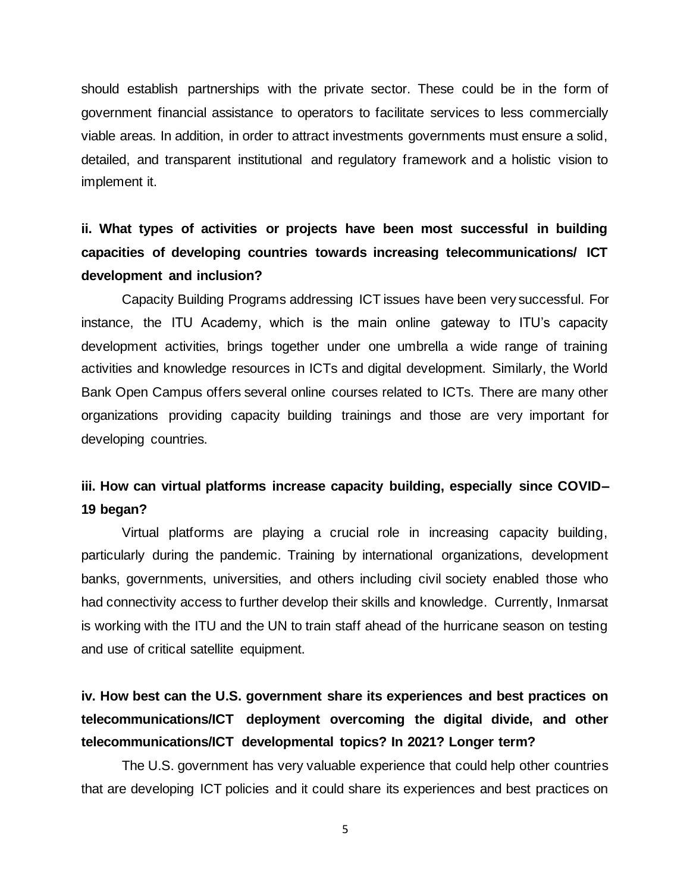should establish partnerships with the private sector. These could be in the form of government financial assistance to operators to facilitate services to less commercially viable areas. In addition, in order to attract investments governments must ensure a solid, detailed, and transparent institutional and regulatory framework and a holistic vision to implement it.

**ii. What types of activities or projects have been most successful in building capacities of developing countries towards increasing telecommunications/ ICT development and inclusion?**

Capacity Building Programs addressing ICT issues have been very successful. For instance, the ITU Academy, which is the main online gateway to ITU's capacity development activities, brings together under one umbrella a wide range of training activities and knowledge resources in ICTs and digital development. Similarly, the World Bank Open Campus offers several online courses related to ICTs. There are many other organizations providing capacity building trainings and those are very important for developing countries.

**iii. How can virtual platforms increase capacity building, especially since COVID–19 began?**

Virtual platforms are playing a crucial role in increasing capacity building, particularly during the pandemic. Training by international organizations, development banks, governments, universities, and others including civil society enabled those who had connectivity access to further develop their skills and knowledge. Currently, Inmarsat is working with the ITU and the UN to train staff ahead of the hurricane season on testing and use of critical satellite equipment.

**iv. How best can the U.S. government share its experiences and best practices on telecommunications/ICT deployment overcoming the digital divide, and other telecommunications/ICT developmental topics? In 2021? Longer term?**

The U.S. government has very valuable experience that could help other countries that are developing ICT policies and it could share its experiences and best practices on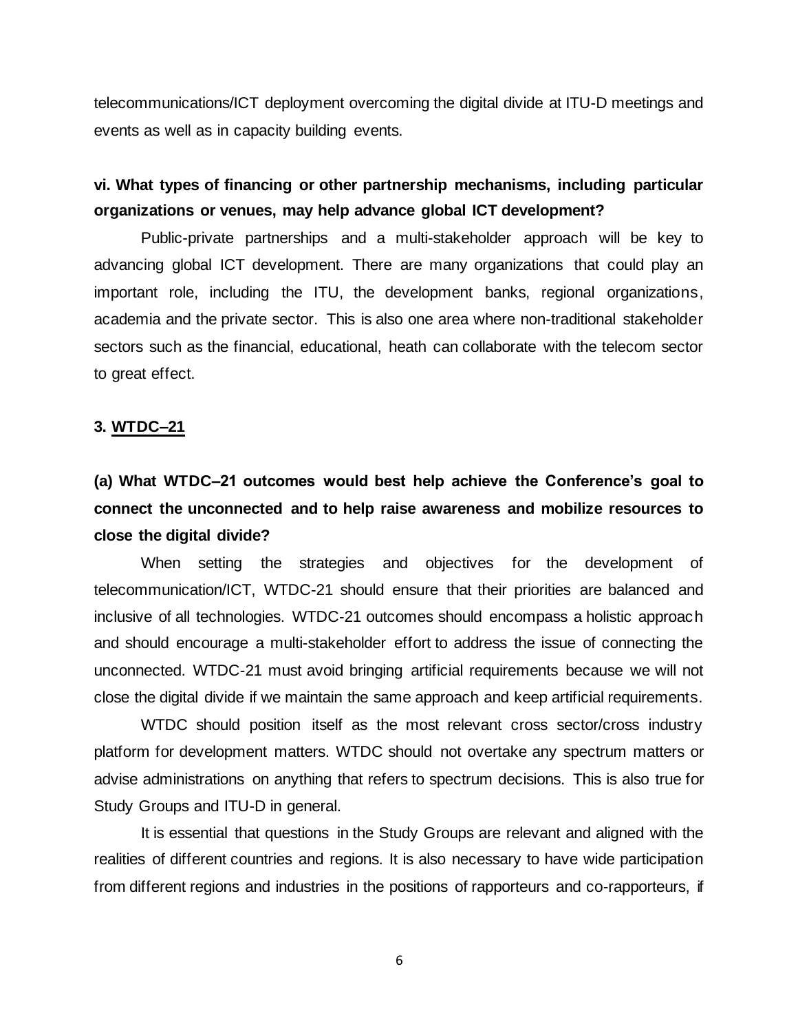telecommunications/ICT deployment overcoming the digital divide at ITU-D meetings and events as well as in capacity building events.

**vi. What types of financing or other partnership mechanisms, including particular organizations or venues, may help advance global ICT development?**

Public-private partnerships and a multi-stakeholder approach will be key to advancing global ICT development. There are many organizations that could play an important role, including the ITU, the development banks, regional organizations, academia and the private sector. This is also one area where non-traditional stakeholder sectors such as the financial, educational, heath can collaborate with the telecom sector to great effect.

**3. WTDC–21**

**(a) What WTDC–21 outcomes would best help achieve the Conference's goal to connect the unconnected and to help raise awareness and mobilize resources to close the digital divide?**

When setting the strategies and objectives for the development of telecommunication/ICT, WTDC-21 should ensure that their priorities are balanced and inclusive of all technologies. WTDC-21 outcomes should encompass a holistic approach and should encourage a multi-stakeholder effort to address the issue of connecting the unconnected. WTDC-21 must avoid bringing artificial requirements because we will not close the digital divide if we maintain the same approach and keep artificial requirements.

WTDC should position itself as the most relevant cross sector/cross industry platform for development matters. WTDC should not overtake any spectrum matters or advise administrations on anything that refers to spectrum decisions. This is also true for Study Groups and ITU-D in general.

It is essential that questions in the Study Groups are relevant and aligned with the realities of different countries and regions. It is also necessary to have wide participation from different regions and industries in the positions of rapporteurs and co-rapporteurs, if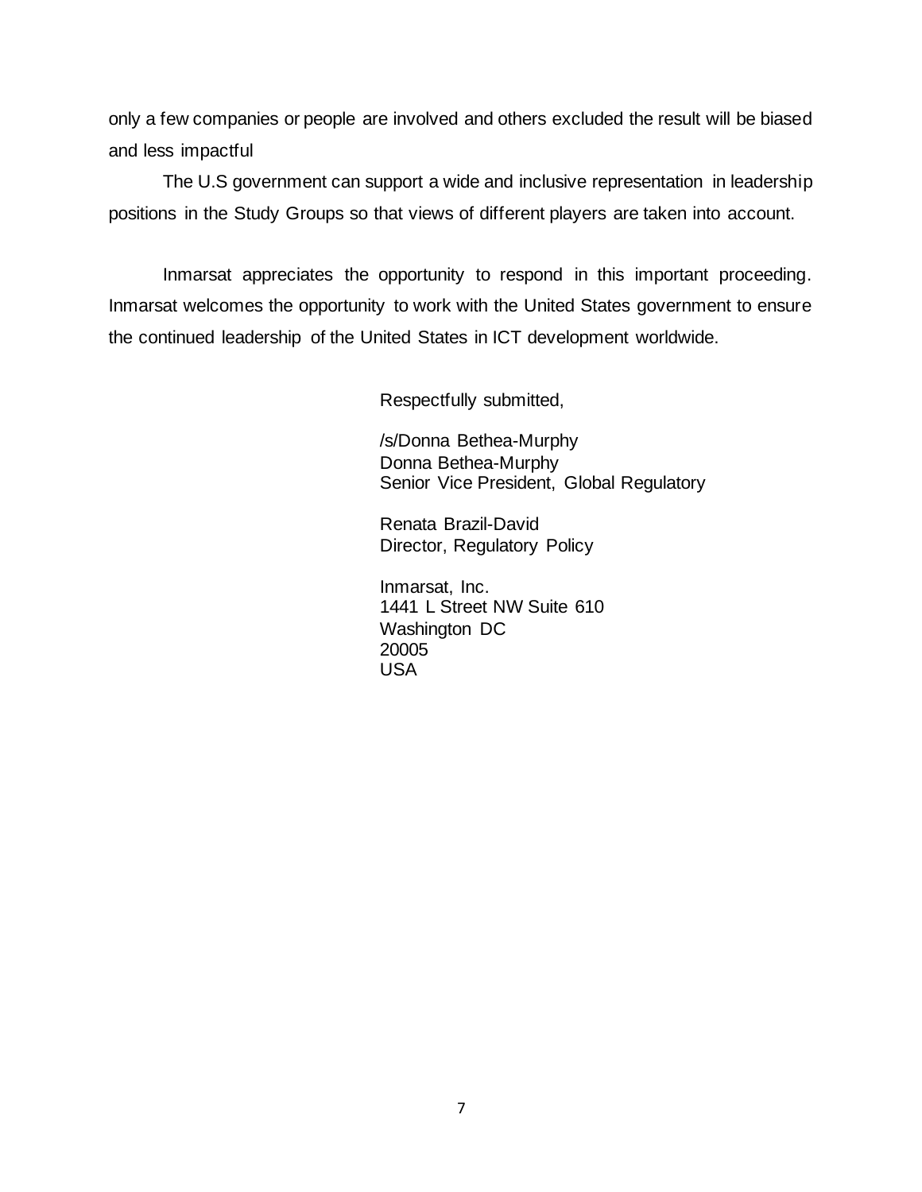only a few companies or people are involved and others excluded the result will be biased and less impactful

The U.S government can support a wide and inclusive representation in leadership positions in the Study Groups so that views of different players are taken into account.

Inmarsat appreciates the opportunity to respond in this important proceeding. Inmarsat welcomes the opportunity to work with the United States government to ensure the continued leadership of the United States in ICT development worldwide.

Respectfully submitted,

/s/Donna Bethea-Murphy  
Donna Bethea-Murphy  
Senior Vice President, Global Regulatory

Renata Brazil-David  
Director, Regulatory Policy

Inmarsat, Inc.  
1441 L Street NW Suite 610  
Washington DC  
20005  
USA